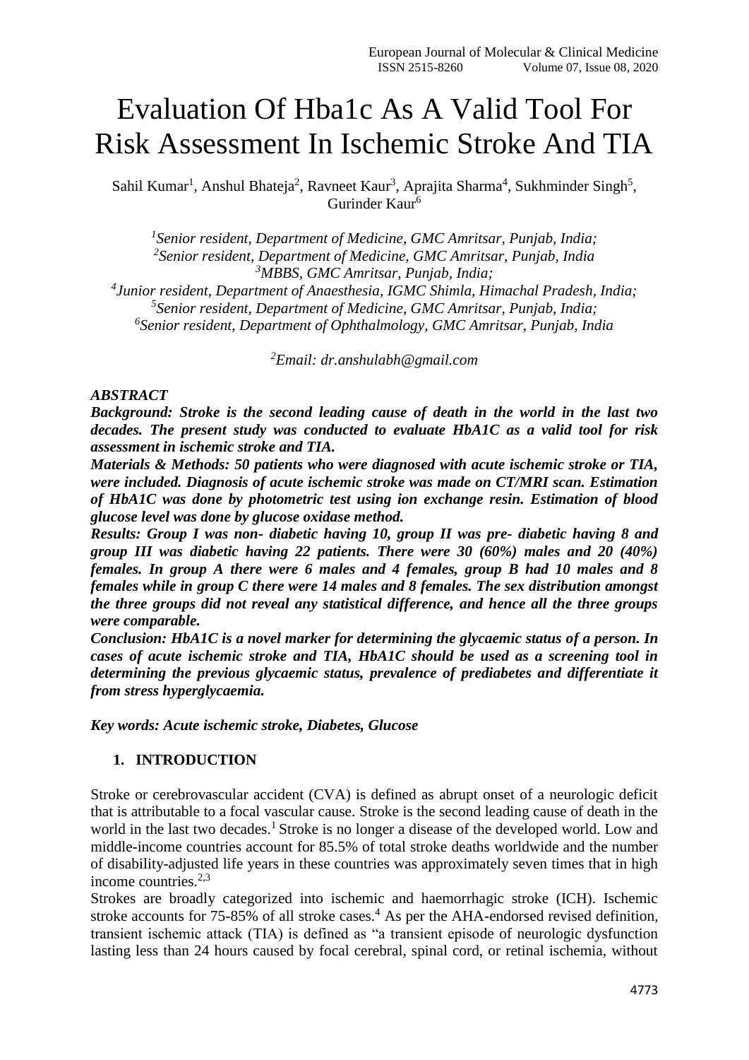# Evaluation Of Hba1c As A Valid Tool For Risk Assessment In Ischemic Stroke And TIA

Sahil Kumar[1], Anshul Bhateja[2], Ravneet Kaur[3], Aprajita Sharma[4], Sukhminder Singh[5], Gurinder Kaur[6]

[1]*Senior resident, Department of Medicine, GMC Amritsar, Punjab, India;*
[2]*Senior resident, Department of Medicine, GMC Amritsar, Punjab, India*
[3]*MBBS, GMC Amritsar, Punjab, India;*
[4]*Junior resident, Department of Anaesthesia, IGMC Shimla, Himachal Pradesh, India;*
[5]*Senior resident, Department of Medicine, GMC Amritsar, Punjab, India;*
[6]*Senior resident, Department of Ophthalmology, GMC Amritsar, Punjab, India*

[2]*Email: dr.anshulabh@gmail.com*

***ABSTRACT***

***Background: Stroke is the second leading cause of death in the world in the last two decades. The present study was conducted to evaluate HbA1C as a valid tool for risk assessment in ischemic stroke and TIA.***

***Materials & Methods: 50 patients who were diagnosed with acute ischemic stroke or TIA, were included. Diagnosis of acute ischemic stroke was made on CT/MRI scan. Estimation of HbA1C was done by photometric test using ion exchange resin. Estimation of blood glucose level was done by glucose oxidase method.***

***Results: Group I was non- diabetic having 10, group II was pre- diabetic having 8 and group III was diabetic having 22 patients. There were 30 (60%) males and 20 (40%) females. In group A there were 6 males and 4 females, group B had 10 males and 8 females while in group C there were 14 males and 8 females. The sex distribution amongst the three groups did not reveal any statistical difference, and hence all the three groups were comparable.***

***Conclusion: HbA1C is a novel marker for determining the glycaemic status of a person. In cases of acute ischemic stroke and TIA, HbA1C should be used as a screening tool in determining the previous glycaemic status, prevalence of prediabetes and differentiate it from stress hyperglycaemia.***

***Key words: Acute ischemic stroke, Diabetes, Glucose***

## 1. INTRODUCTION

Stroke or cerebrovascular accident (CVA) is defined as abrupt onset of a neurologic deficit that is attributable to a focal vascular cause. Stroke is the second leading cause of death in the world in the last two decades.[1] Stroke is no longer a disease of the developed world. Low and middle-income countries account for 85.5% of total stroke deaths worldwide and the number of disability-adjusted life years in these countries was approximately seven times that in high income countries.[2,3]

Strokes are broadly categorized into ischemic and haemorrhagic stroke (ICH). Ischemic stroke accounts for 75-85% of all stroke cases.[4] As per the AHA-endorsed revised definition, transient ischemic attack (TIA) is defined as "a transient episode of neurologic dysfunction lasting less than 24 hours caused by focal cerebral, spinal cord, or retinal ischemia, without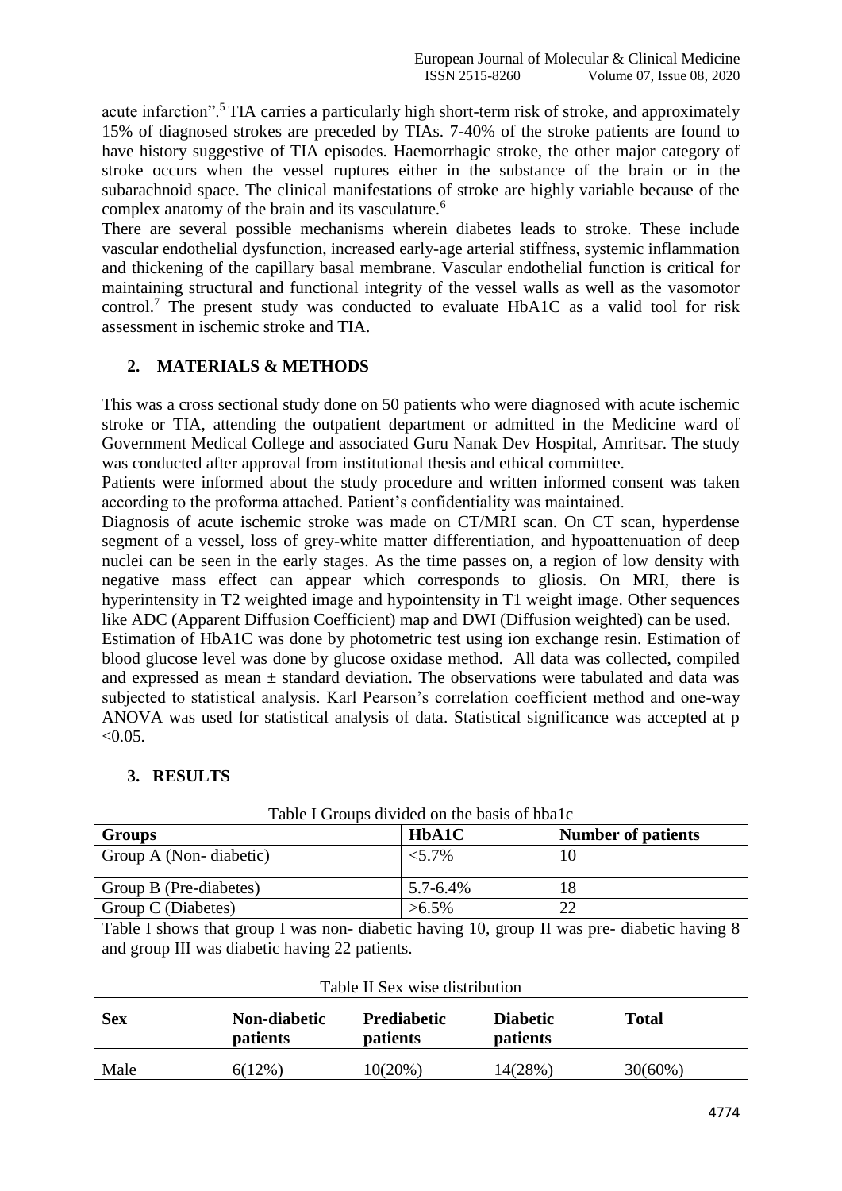acute infarction".[5] TIA carries a particularly high short-term risk of stroke, and approximately 15% of diagnosed strokes are preceded by TIAs. 7-40% of the stroke patients are found to have history suggestive of TIA episodes. Haemorrhagic stroke, the other major category of stroke occurs when the vessel ruptures either in the substance of the brain or in the subarachnoid space. The clinical manifestations of stroke are highly variable because of the complex anatomy of the brain and its vasculature.[6]

There are several possible mechanisms wherein diabetes leads to stroke. These include vascular endothelial dysfunction, increased early-age arterial stiffness, systemic inflammation and thickening of the capillary basal membrane. Vascular endothelial function is critical for maintaining structural and functional integrity of the vessel walls as well as the vasomotor control.[7] The present study was conducted to evaluate HbA1C as a valid tool for risk assessment in ischemic stroke and TIA.

## 2. MATERIALS & METHODS

This was a cross sectional study done on 50 patients who were diagnosed with acute ischemic stroke or TIA, attending the outpatient department or admitted in the Medicine ward of Government Medical College and associated Guru Nanak Dev Hospital, Amritsar. The study was conducted after approval from institutional thesis and ethical committee.

Patients were informed about the study procedure and written informed consent was taken according to the proforma attached. Patient's confidentiality was maintained.

Diagnosis of acute ischemic stroke was made on CT/MRI scan. On CT scan, hyperdense segment of a vessel, loss of grey-white matter differentiation, and hypoattenuation of deep nuclei can be seen in the early stages. As the time passes on, a region of low density with negative mass effect can appear which corresponds to gliosis. On MRI, there is hyperintensity in T2 weighted image and hypointensity in T1 weight image. Other sequences like ADC (Apparent Diffusion Coefficient) map and DWI (Diffusion weighted) can be used.

Estimation of HbA1C was done by photometric test using ion exchange resin. Estimation of blood glucose level was done by glucose oxidase method. All data was collected, compiled and expressed as mean ± standard deviation. The observations were tabulated and data was subjected to statistical analysis. Karl Pearson's correlation coefficient method and one-way ANOVA was used for statistical analysis of data. Statistical significance was accepted at $p < 0.05$.

## 3. RESULTS

Table I Groups divided on the basis of hba1c

| Groups | HbA1C | Number of patients |
|---|---|---|
| Group A (Non- diabetic) | <5.7% | 10 |
| Group B (Pre-diabetes) | 5.7-6.4% | 18 |
| Group C (Diabetes) | >6.5% | 22 |

Table I shows that group I was non- diabetic having 10, group II was pre- diabetic having 8 and group III was diabetic having 22 patients.

Table II Sex wise distribution

| Sex | Non-diabetic patients | Prediabetic patients | Diabetic patients | Total |
|---|---|---|---|---|
| Male | 6(12%) | 10(20%) | 14(28%) | 30(60%) |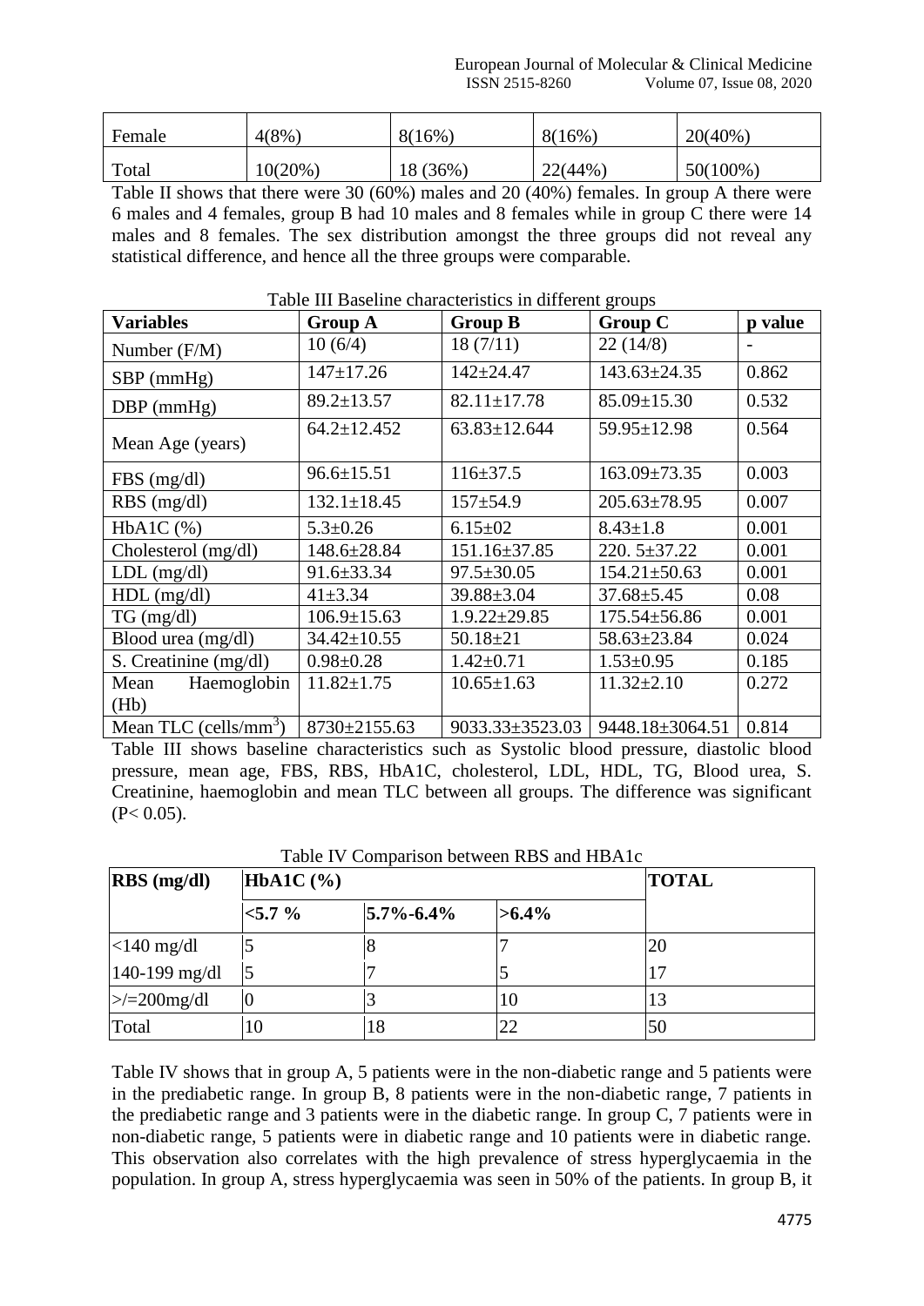| Female | 4(8%) | 8(16%) | 8(16%) | 20(40%) |
|---|---|---|---|---|
| Total | 10(20%) | 18 (36%) | 22(44%) | 50(100%) |

Table II shows that there were 30 (60%) males and 20 (40%) females. In group A there were 6 males and 4 females, group B had 10 males and 8 females while in group C there were 14 males and 8 females. The sex distribution amongst the three groups did not reveal any statistical difference, and hence all the three groups were comparable.

Table III Baseline characteristics in different groups

| Variables | Group A | Group B | Group C | p value |
|---|---|---|---|---|
| Number (F/M) | 10 (6/4) | 18 (7/11) | 22 (14/8) | - |
| SBP (mmHg) | 147±17.26 | 142±24.47 | 143.63±24.35 | 0.862 |
| DBP (mmHg) | 89.2±13.57 | 82.11±17.78 | 85.09±15.30 | 0.532 |
| Mean Age (years) | 64.2±12.452 | 63.83±12.644 | 59.95±12.98 | 0.564 |
| FBS (mg/dl) | 96.6±15.51 | 116±37.5 | 163.09±73.35 | 0.003 |
| RBS (mg/dl) | 132.1±18.45 | 157±54.9 | 205.63±78.95 | 0.007 |
| HbA1C (%) | 5.3±0.26 | 6.15±02 | 8.43±1.8 | 0.001 |
| Cholesterol (mg/dl) | 148.6±28.84 | 151.16±37.85 | 220. 5±37.22 | 0.001 |
| LDL (mg/dl) | 91.6±33.34 | 97.5±30.05 | 154.21±50.63 | 0.001 |
| HDL (mg/dl) | 41±3.34 | 39.88±3.04 | 37.68±5.45 | 0.08 |
| TG (mg/dl) | 106.9±15.63 | 1.9.22±29.85 | 175.54±56.86 | 0.001 |
| Blood urea (mg/dl) | 34.42±10.55 | 50.18±21 | 58.63±23.84 | 0.024 |
| S. Creatinine (mg/dl) | 0.98±0.28 | 1.42±0.71 | 1.53±0.95 | 0.185 |
| Mean Haemoglobin (Hb) | 11.82±1.75 | 10.65±1.63 | 11.32±2.10 | 0.272 |
| Mean TLC (cells/mm$^3$) | 8730±2155.63 | 9033.33±3523.03 | 9448.18±3064.51 | 0.814 |

Table III shows baseline characteristics such as Systolic blood pressure, diastolic blood pressure, mean age, FBS, RBS, HbA1C, cholesterol, LDL, HDL, TG, Blood urea, S. Creatinine, haemoglobin and mean TLC between all groups. The difference was significant ($P< 0.05$).

Table IV Comparison between RBS and HBA1c

| RBS (mg/dl) | HbA1C (%) | | | TOTAL |
|---|---|---|---|---|
| | <5.7 % | 5.7%-6.4% | >6.4% | |
| <140 mg/dl | 5 | 8 | 7 | 20 |
| 140-199 mg/dl | 5 | 7 | 5 | 17 |
| >/=200mg/dl | 0 | 3 | 10 | 13 |
| Total | 10 | 18 | 22 | 50 |

Table IV shows that in group A, 5 patients were in the non-diabetic range and 5 patients were in the prediabetic range. In group B, 8 patients were in the non-diabetic range, 7 patients in the prediabetic range and 3 patients were in the diabetic range. In group C, 7 patients were in non-diabetic range, 5 patients were in diabetic range and 10 patients were in diabetic range. This observation also correlates with the high prevalence of stress hyperglycaemia in the population. In group A, stress hyperglycaemia was seen in 50% of the patients. In group B, it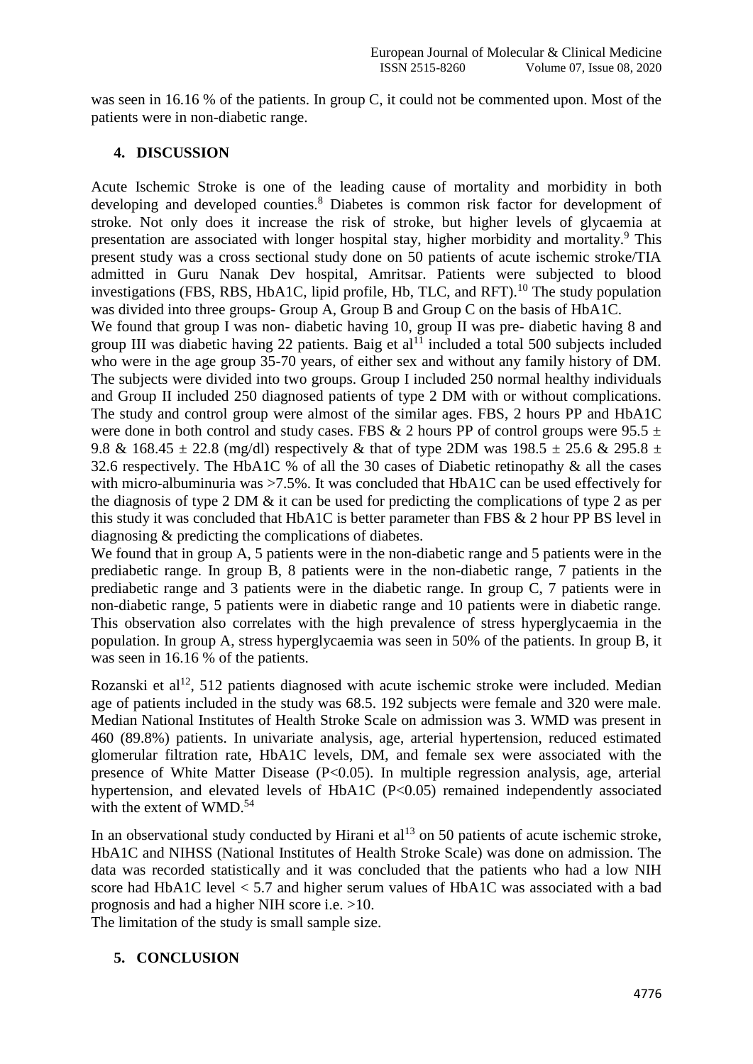was seen in 16.16 % of the patients. In group C, it could not be commented upon. Most of the patients were in non-diabetic range.

## 4. DISCUSSION

Acute Ischemic Stroke is one of the leading cause of mortality and morbidity in both developing and developed counties.[8] Diabetes is common risk factor for development of stroke. Not only does it increase the risk of stroke, but higher levels of glycaemia at presentation are associated with longer hospital stay, higher morbidity and mortality.[9] This present study was a cross sectional study done on 50 patients of acute ischemic stroke/TIA admitted in Guru Nanak Dev hospital, Amritsar. Patients were subjected to blood investigations (FBS, RBS, HbA1C, lipid profile, Hb, TLC, and RFT).[10] The study population was divided into three groups- Group A, Group B and Group C on the basis of HbA1C.

We found that group I was non- diabetic having 10, group II was pre- diabetic having 8 and group III was diabetic having 22 patients. Baig et al[11] included a total 500 subjects included who were in the age group 35-70 years, of either sex and without any family history of DM. The subjects were divided into two groups. Group I included 250 normal healthy individuals and Group II included 250 diagnosed patients of type 2 DM with or without complications. The study and control group were almost of the similar ages. FBS, 2 hours PP and HbA1C were done in both control and study cases. FBS & 2 hours PP of control groups were $95.5 \pm 9.8$ & $168.45 \pm 22.8$ (mg/dl) respectively & that of type 2DM was $198.5 \pm 25.6$ & $295.8 \pm 32.6$ respectively. The HbA1C % of all the 30 cases of Diabetic retinopathy & all the cases with micro-albuminuria was >7.5%. It was concluded that HbA1C can be used effectively for the diagnosis of type 2 DM & it can be used for predicting the complications of type 2 as per this study it was concluded that HbA1C is better parameter than FBS & 2 hour PP BS level in diagnosing & predicting the complications of diabetes.

We found that in group A, 5 patients were in the non-diabetic range and 5 patients were in the prediabetic range. In group B, 8 patients were in the non-diabetic range, 7 patients in the prediabetic range and 3 patients were in the diabetic range. In group C, 7 patients were in non-diabetic range, 5 patients were in diabetic range and 10 patients were in diabetic range. This observation also correlates with the high prevalence of stress hyperglycaemia in the population. In group A, stress hyperglycaemia was seen in 50% of the patients. In group B, it was seen in 16.16 % of the patients.

Rozanski et al[12], 512 patients diagnosed with acute ischemic stroke were included. Median age of patients included in the study was 68.5. 192 subjects were female and 320 were male. Median National Institutes of Health Stroke Scale on admission was 3. WMD was present in 460 (89.8%) patients. In univariate analysis, age, arterial hypertension, reduced estimated glomerular filtration rate, HbA1C levels, DM, and female sex were associated with the presence of White Matter Disease ($P<0.05$). In multiple regression analysis, age, arterial hypertension, and elevated levels of HbA1C ($P<0.05$) remained independently associated with the extent of WMD.[54]

In an observational study conducted by Hirani et al[13] on 50 patients of acute ischemic stroke, HbA1C and NIHSS (National Institutes of Health Stroke Scale) was done on admission. The data was recorded statistically and it was concluded that the patients who had a low NIH score had HbA1C level < 5.7 and higher serum values of HbA1C was associated with a bad prognosis and had a higher NIH score i.e. >10.

The limitation of the study is small sample size.

## 5. CONCLUSION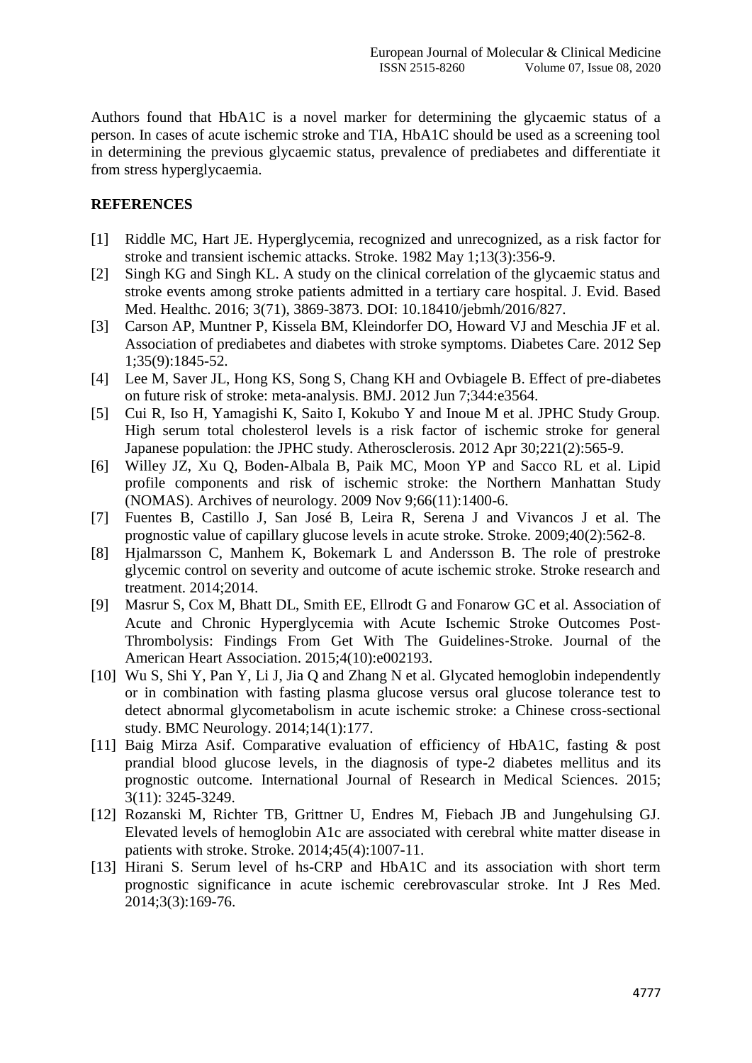Authors found that HbA1C is a novel marker for determining the glycaemic status of a person. In cases of acute ischemic stroke and TIA, HbA1C should be used as a screening tool in determining the previous glycaemic status, prevalence of prediabetes and differentiate it from stress hyperglycaemia.

## REFERENCES

[1] Riddle MC, Hart JE. Hyperglycemia, recognized and unrecognized, as a risk factor for stroke and transient ischemic attacks. Stroke. 1982 May 1;13(3):356-9.

[2] Singh KG and Singh KL. A study on the clinical correlation of the glycaemic status and stroke events among stroke patients admitted in a tertiary care hospital. J. Evid. Based Med. Healthc. 2016; 3(71), 3869-3873. DOI: 10.18410/jebmh/2016/827.

[3] Carson AP, Muntner P, Kissela BM, Kleindorfer DO, Howard VJ and Meschia JF et al. Association of prediabetes and diabetes with stroke symptoms. Diabetes Care. 2012 Sep 1;35(9):1845-52.

[4] Lee M, Saver JL, Hong KS, Song S, Chang KH and Ovbiagele B. Effect of pre-diabetes on future risk of stroke: meta-analysis. BMJ. 2012 Jun 7;344:e3564.

[5] Cui R, Iso H, Yamagishi K, Saito I, Kokubo Y and Inoue M et al. JPHC Study Group. High serum total cholesterol levels is a risk factor of ischemic stroke for general Japanese population: the JPHC study. Atherosclerosis. 2012 Apr 30;221(2):565-9.

[6] Willey JZ, Xu Q, Boden-Albala B, Paik MC, Moon YP and Sacco RL et al. Lipid profile components and risk of ischemic stroke: the Northern Manhattan Study (NOMAS). Archives of neurology. 2009 Nov 9;66(11):1400-6.

[7] Fuentes B, Castillo J, San José B, Leira R, Serena J and Vivancos J et al. The prognostic value of capillary glucose levels in acute stroke. Stroke. 2009;40(2):562-8.

[8] Hjalmarsson C, Manhem K, Bokemark L and Andersson B. The role of prestroke glycemic control on severity and outcome of acute ischemic stroke. Stroke research and treatment. 2014;2014.

[9] Masrur S, Cox M, Bhatt DL, Smith EE, Ellrodt G and Fonarow GC et al. Association of Acute and Chronic Hyperglycemia with Acute Ischemic Stroke Outcomes Post-Thrombolysis: Findings From Get With The Guidelines-Stroke. Journal of the American Heart Association. 2015;4(10):e002193.

[10] Wu S, Shi Y, Pan Y, Li J, Jia Q and Zhang N et al. Glycated hemoglobin independently or in combination with fasting plasma glucose versus oral glucose tolerance test to detect abnormal glycometabolism in acute ischemic stroke: a Chinese cross-sectional study. BMC Neurology. 2014;14(1):177.

[11] Baig Mirza Asif. Comparative evaluation of efficiency of HbA1C, fasting & post prandial blood glucose levels, in the diagnosis of type-2 diabetes mellitus and its prognostic outcome. International Journal of Research in Medical Sciences. 2015; 3(11): 3245-3249.

[12] Rozanski M, Richter TB, Grittner U, Endres M, Fiebach JB and Jungehulsing GJ. Elevated levels of hemoglobin A1c are associated with cerebral white matter disease in patients with stroke. Stroke. 2014;45(4):1007-11.

[13] Hirani S. Serum level of hs-CRP and HbA1C and its association with short term prognostic significance in acute ischemic cerebrovascular stroke. Int J Res Med. 2014;3(3):169-76.